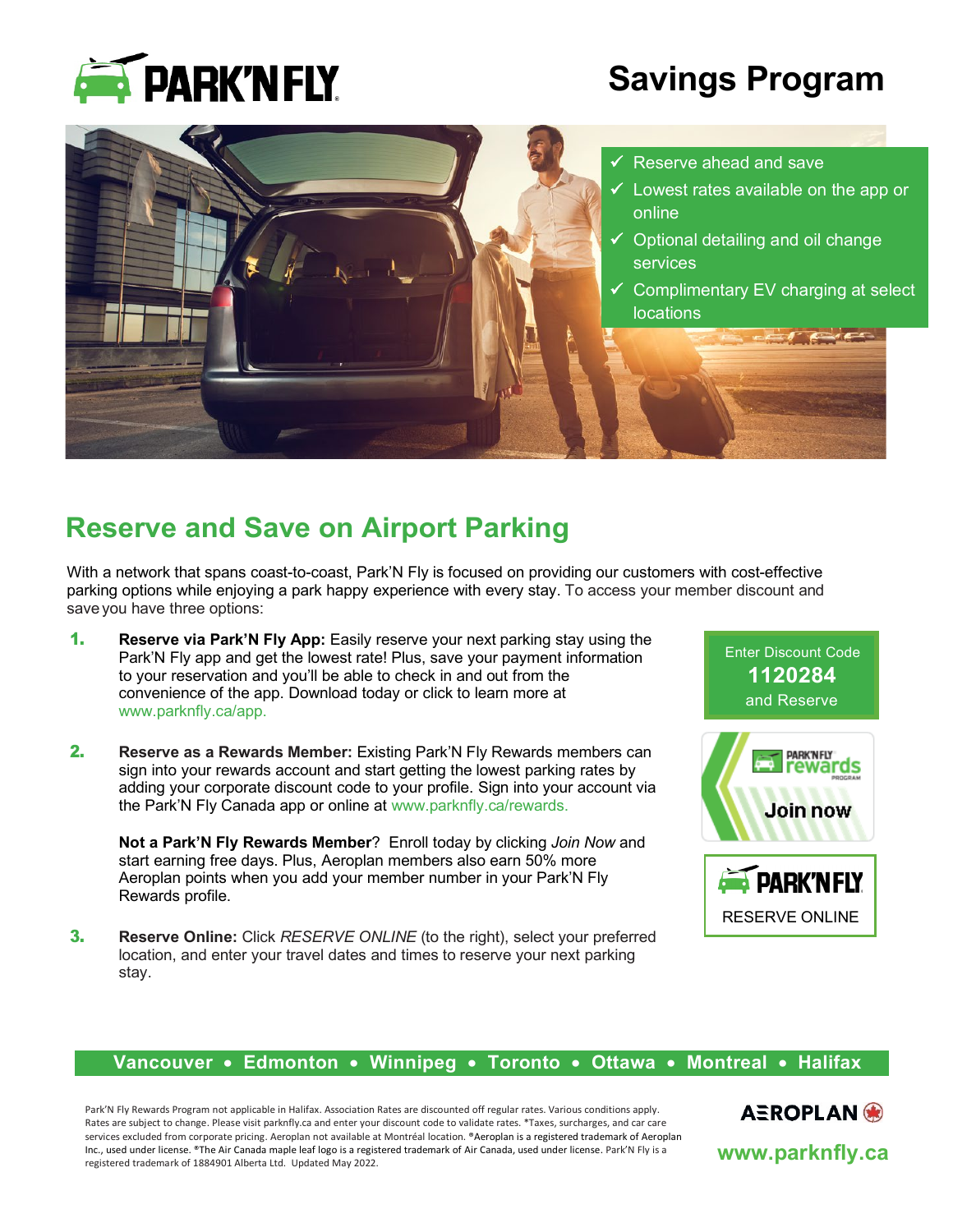# PARK'N FLY

# Savings Program

- ✓ Reserve ahead and save
- ✓ Lowest rates available on the app or online
- ✓ Optional detailing and oil change services
- ✓ Complimentary EV charging at select locations

## Reserve and Save on Airport Parking

With a network that spans coast-to-coast, Park'N Fly is focused on providing our customers with cost-effective parking options while enjoying a park happy experience with every stay. To access your member discount and save you have three options:

1. **Reserve via Park'N Fly App:** Easily reserve your next parking stay using the Park'N Fly app and get the lowest rate! Plus, save your payment information to your reservation and you'll be able to check in and out from the convenience of the app. Download today or click to learn more at www.parknfly.ca/app.

2. **Reserve as a Rewards Member:** Existing Park'N Fly Rewards members can sign into your rewards account and start getting the lowest parking rates by adding your corporate discount code to your profile. Sign into your account via the Park'N Fly Canada app or online at www.parknfly.ca/rewards.

   **Not a Park'N Fly Rewards Member**? Enroll today by clicking *Join Now* and start earning free days. Plus, Aeroplan members also earn 50% more Aeroplan points when you add your member number in your Park'N Fly Rewards profile.

3. **Reserve Online:** Click *RESERVE ONLINE* (to the right), select your preferred location, and enter your travel dates and times to reserve your next parking stay.

Enter Discount Code
**1120284**
and Reserve

PARK'N FLY rewards PROGRAM
Join now

PARK'N FLY
RESERVE ONLINE

**Vancouver • Edmonton • Winnipeg • Toronto • Ottawa • Montreal • Halifax**

Park'N Fly Rewards Program not applicable in Halifax. Association Rates are discounted off regular rates. Various conditions apply. Rates are subject to change. Please visit parknfly.ca and enter your discount code to validate rates. *Taxes, surcharges, and car care services excluded from corporate pricing. Aeroplan not available at Montréal location. ®Aeroplan is a registered trademark of Aeroplan Inc., used under license. ®The Air Canada maple leaf logo is a registered trademark of Air Canada, used under license. Park'N Fly is a registered trademark of 1884901 Alberta Ltd. Updated May 2022.

AEROPLAN

www.parknfly.ca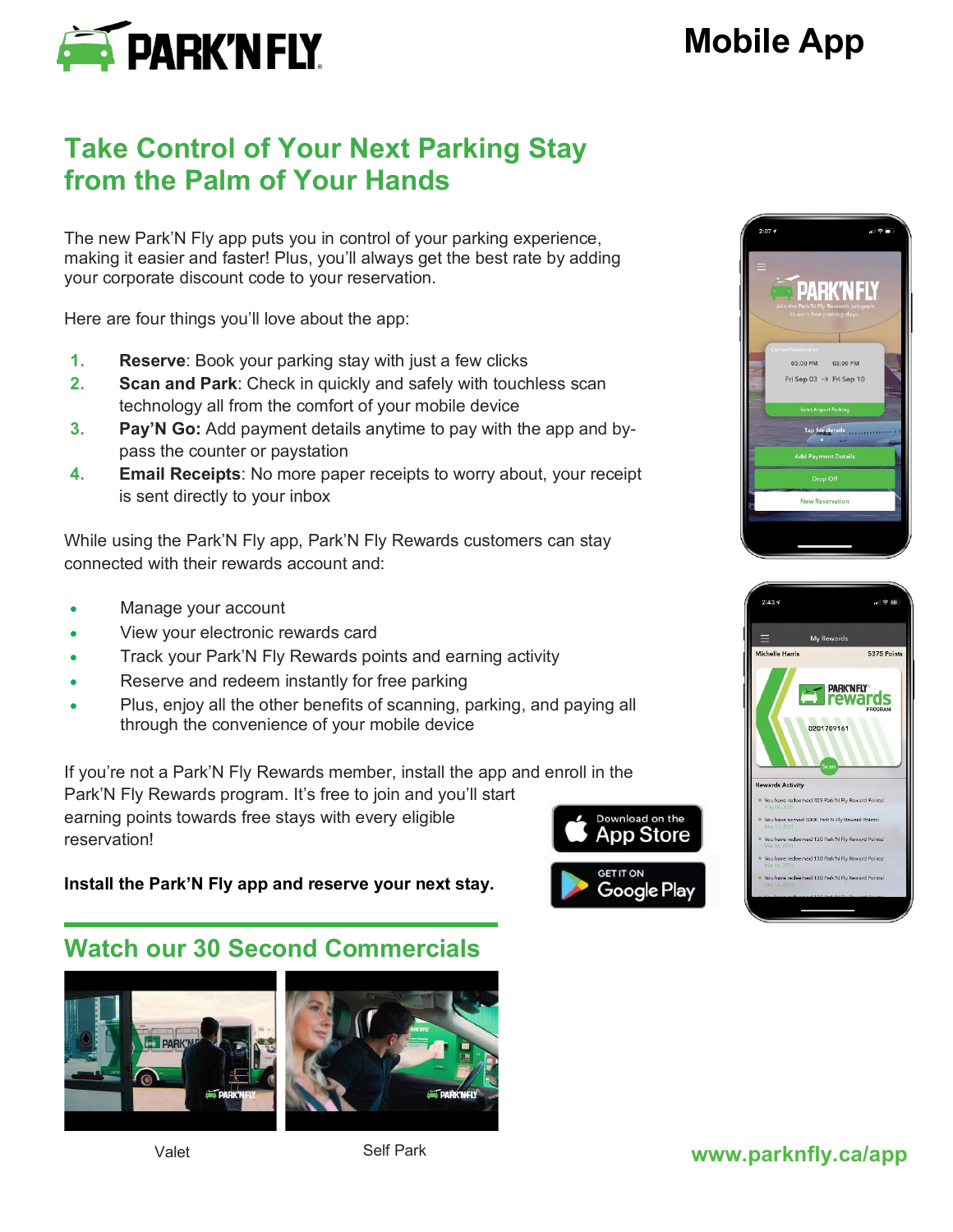# Mobile App

## Take Control of Your Next Parking Stay from the Palm of Your Hands

The new Park'N Fly app puts you in control of your parking experience, making it easier and faster! Plus, you'll always get the best rate by adding your corporate discount code to your reservation.

Here are four things you'll love about the app:

1. **Reserve**: Book your parking stay with just a few clicks
2. **Scan and Park**: Check in quickly and safely with touchless scan technology all from the comfort of your mobile device
3. **Pay'N Go:** Add payment details anytime to pay with the app and by-pass the counter or paystation
4. **Email Receipts**: No more paper receipts to worry about, your receipt is sent directly to your inbox

While using the Park'N Fly app, Park'N Fly Rewards customers can stay connected with their rewards account and:

- Manage your account
- View your electronic rewards card
- Track your Park'N Fly Rewards points and earning activity
- Reserve and redeem instantly for free parking
- Plus, enjoy all the other benefits of scanning, parking, and paying all through the convenience of your mobile device

If you're not a Park'N Fly Rewards member, install the app and enroll in the Park'N Fly Rewards program. It's free to join and you'll start earning points towards free stays with every eligible reservation!

**Install the Park'N Fly app and reserve your next stay.**

Download on the App Store

GET IT ON Google Play

## Watch our 30 Second Commercials

Valet

Self Park

www.parknfly.ca/app